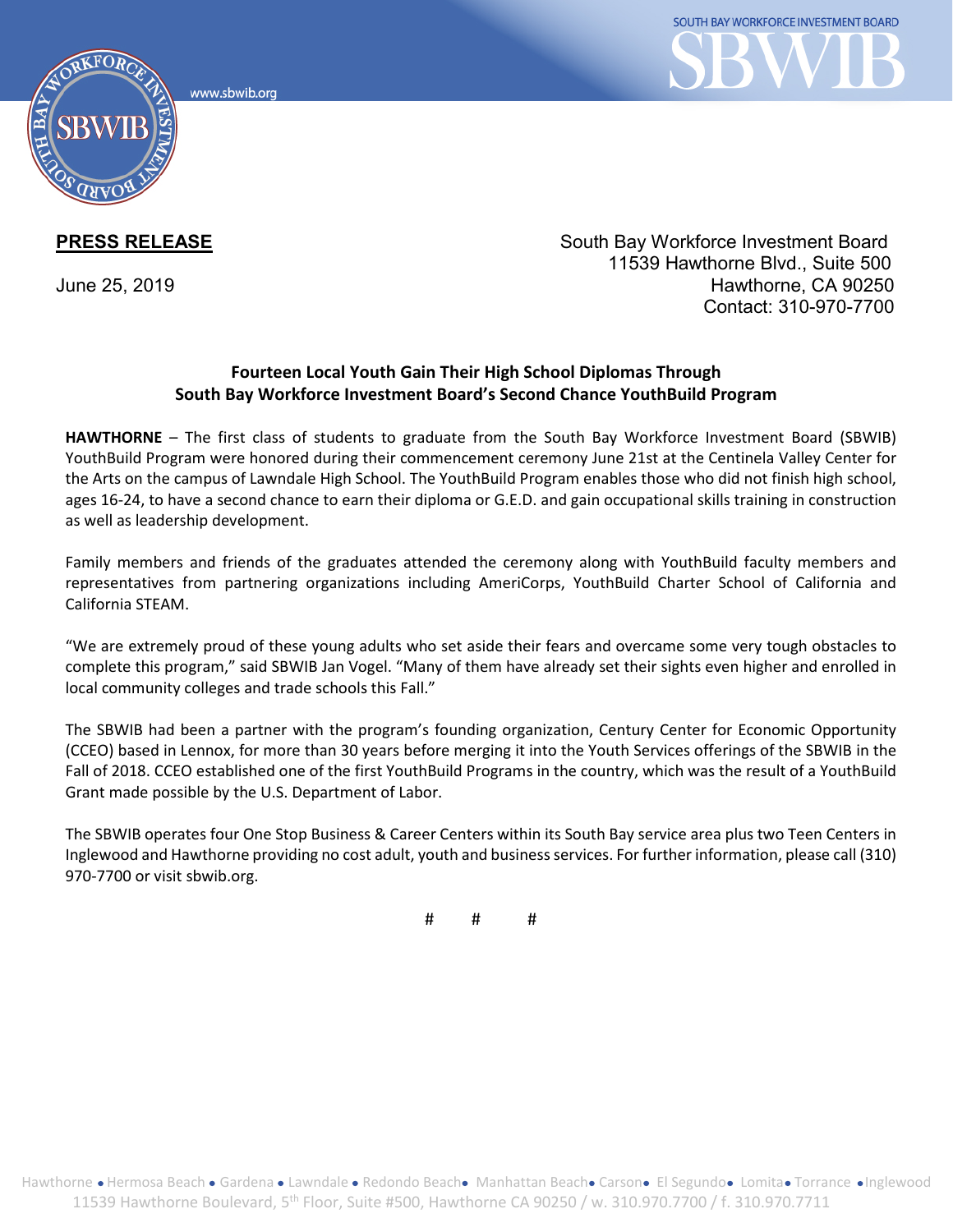www.sbwib.org

SOUTH BAY WORKFORCE INVESTMENT BOARD

**PRESS RELEASE**

June 25, 2019

South Bay Workforce Investment Board
11539 Hawthorne Blvd., Suite 500
Hawthorne, CA 90250
Contact: 310-970-7700

**Fourteen Local Youth Gain Their High School Diplomas Through South Bay Workforce Investment Board's Second Chance YouthBuild Program**

**HAWTHORNE** – The first class of students to graduate from the South Bay Workforce Investment Board (SBWIB) YouthBuild Program were honored during their commencement ceremony June 21st at the Centinela Valley Center for the Arts on the campus of Lawndale High School. The YouthBuild Program enables those who did not finish high school, ages 16-24, to have a second chance to earn their diploma or G.E.D. and gain occupational skills training in construction as well as leadership development.

Family members and friends of the graduates attended the ceremony along with YouthBuild faculty members and representatives from partnering organizations including AmeriCorps, YouthBuild Charter School of California and California STEAM.

"We are extremely proud of these young adults who set aside their fears and overcame some very tough obstacles to complete this program," said SBWIB Jan Vogel. "Many of them have already set their sights even higher and enrolled in local community colleges and trade schools this Fall."

The SBWIB had been a partner with the program's founding organization, Century Center for Economic Opportunity (CCEO) based in Lennox, for more than 30 years before merging it into the Youth Services offerings of the SBWIB in the Fall of 2018. CCEO established one of the first YouthBuild Programs in the country, which was the result of a YouthBuild Grant made possible by the U.S. Department of Labor.

The SBWIB operates four One Stop Business & Career Centers within its South Bay service area plus two Teen Centers in Inglewood and Hawthorne providing no cost adult, youth and business services. For further information, please call (310) 970-7700 or visit sbwib.org.

# # #

Hawthorne • Hermosa Beach • Gardena • Lawndale • Redondo Beach • Manhattan Beach • Carson • El Segundo • Lomita • Torrance • Inglewood
11539 Hawthorne Boulevard, 5th Floor, Suite #500, Hawthorne CA 90250 / w. 310.970.7700 / f. 310.970.7711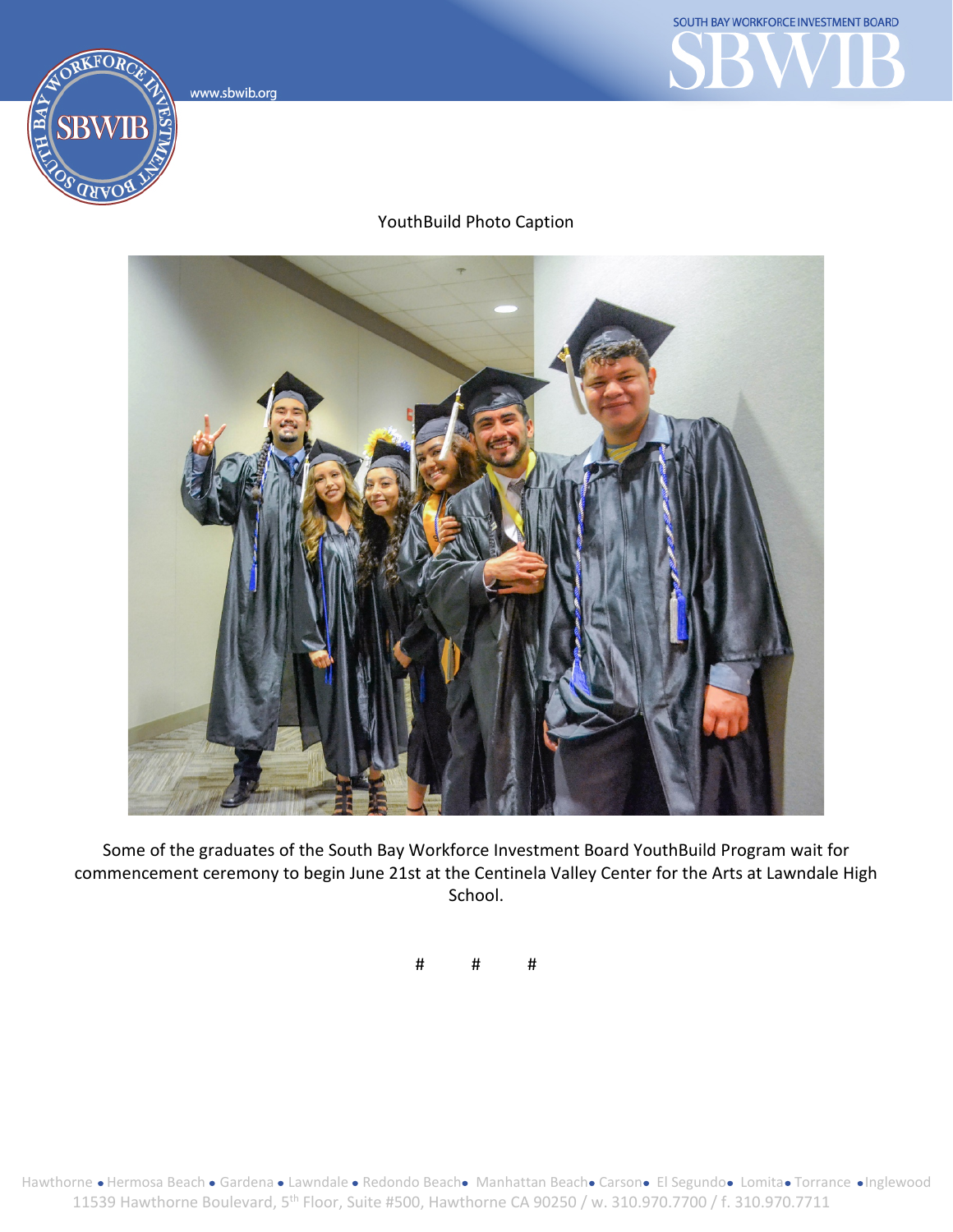YouthBuild Photo Caption

Some of the graduates of the South Bay Workforce Investment Board YouthBuild Program wait for commencement ceremony to begin June 21st at the Centinela Valley Center for the Arts at Lawndale High School.

# # #